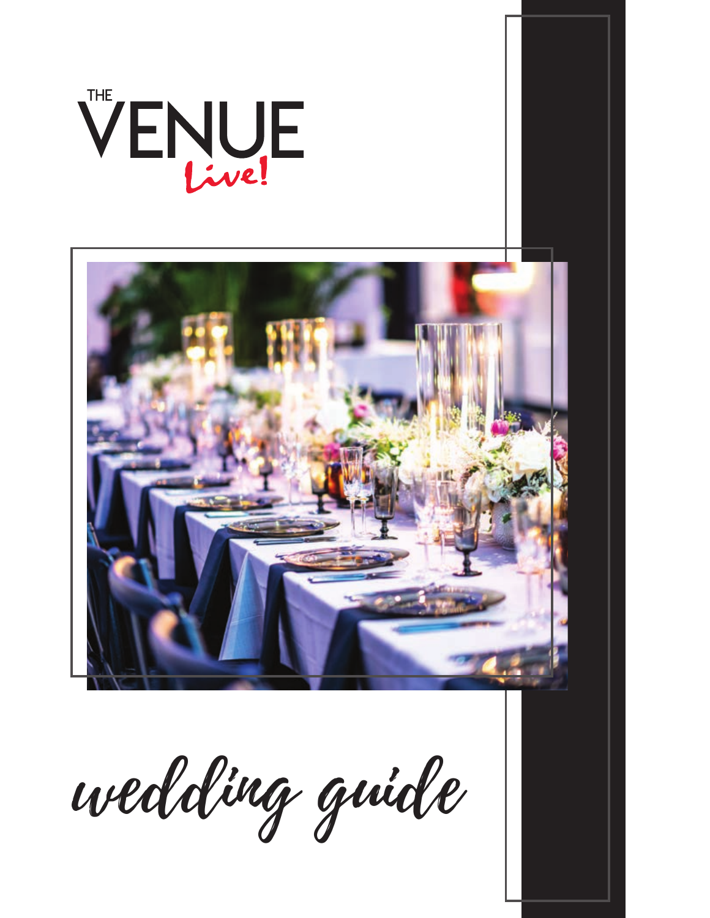# THE VENUE *Live!*

# *wedding guide*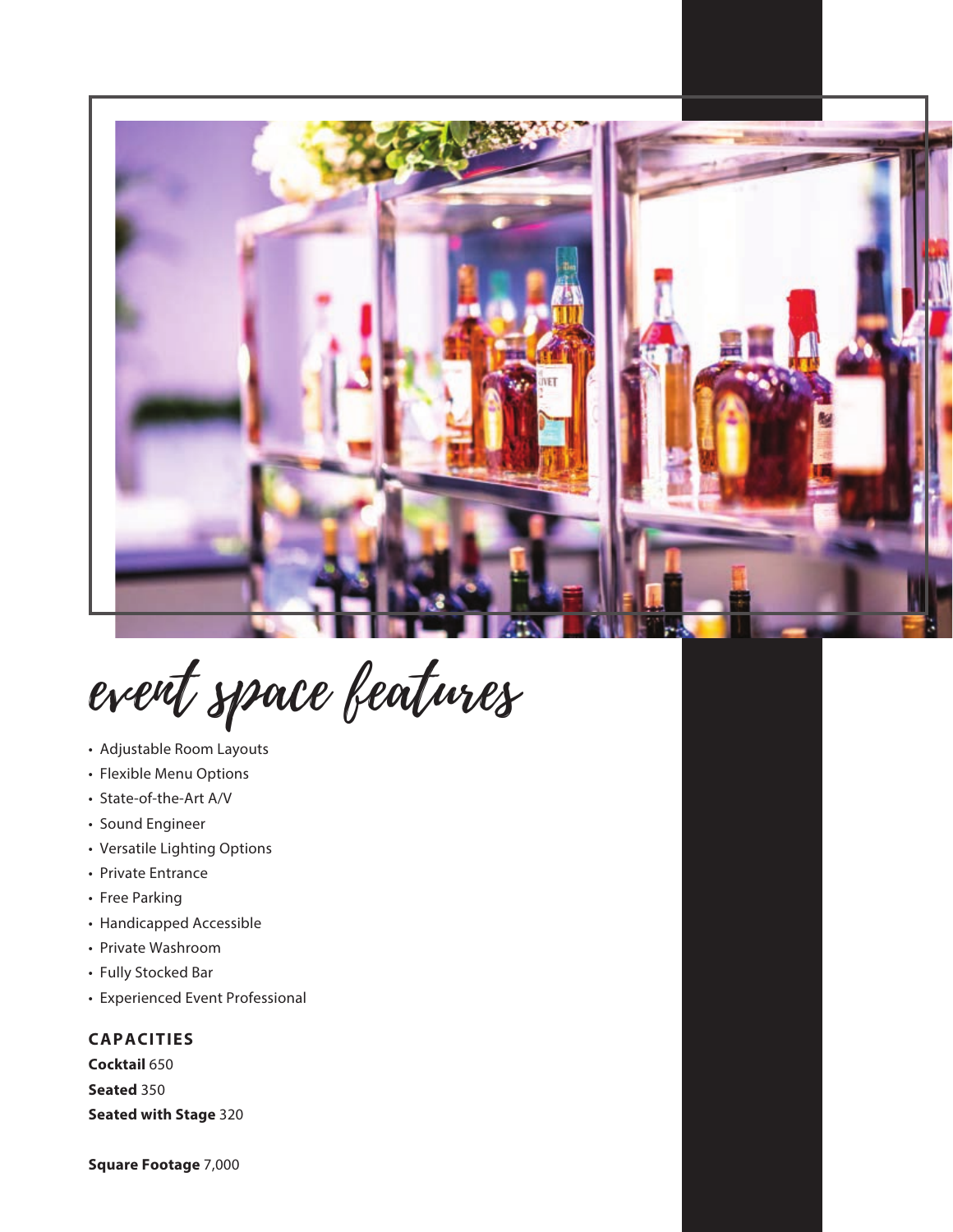# event space features

- Adjustable Room Layouts
- Flexible Menu Options
- State-of-the-Art A/V
- Sound Engineer
- Versatile Lighting Options
- Private Entrance
- Free Parking
- Handicapped Accessible
- Private Washroom
- Fully Stocked Bar
- Experienced Event Professional

## CAPACITIES

**Cocktail** 650

**Seated** 350

**Seated with Stage** 320

**Square Footage** 7,000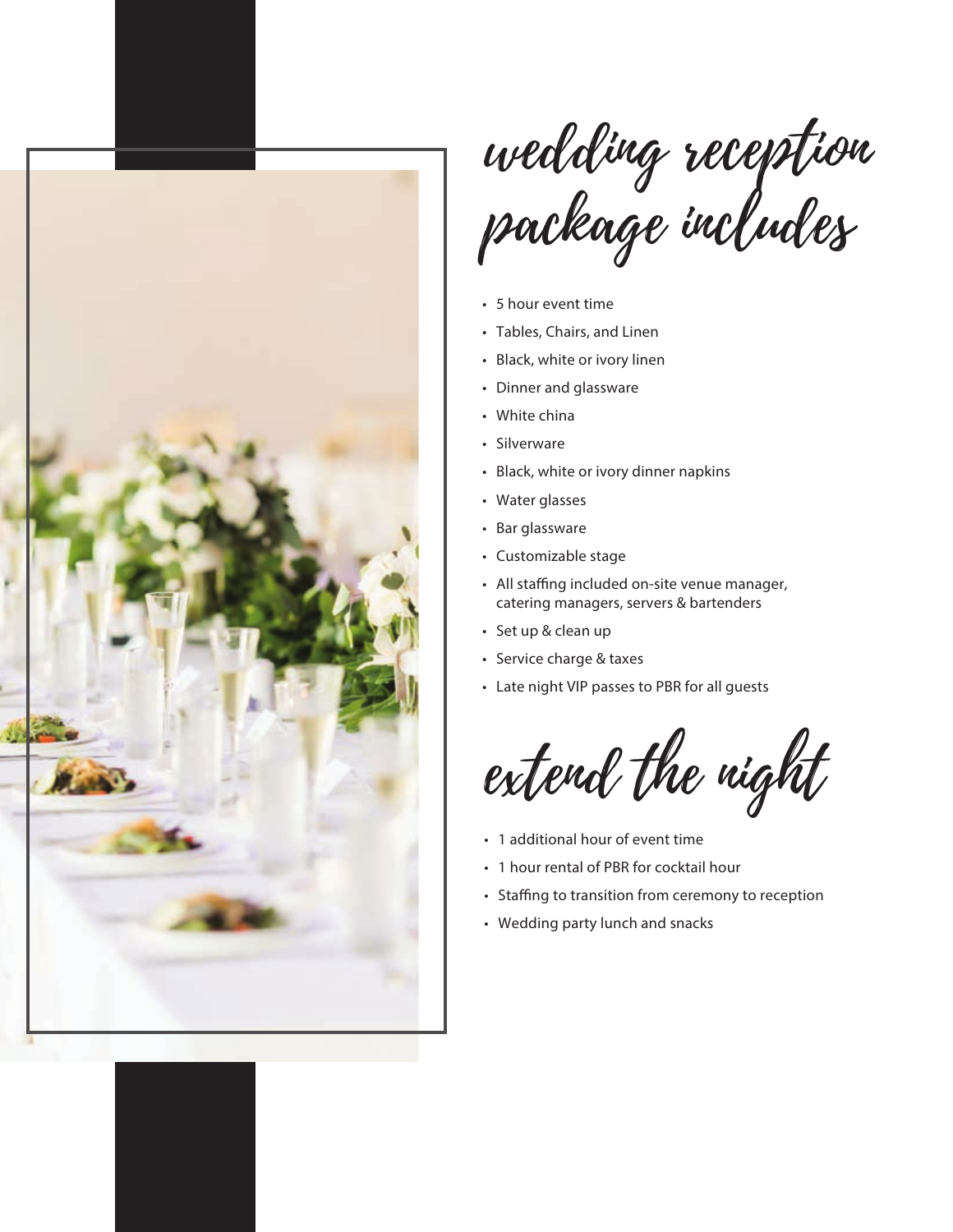# wedding reception package includes

- 5 hour event time
- Tables, Chairs, and Linen
- Black, white or ivory linen
- Dinner and glassware
- White china
- Silverware
- Black, white or ivory dinner napkins
- Water glasses
- Bar glassware
- Customizable stage
- All staffing included on-site venue manager, catering managers, servers & bartenders
- Set up & clean up
- Service charge & taxes
- Late night VIP passes to PBR for all guests

# extend the night

- 1 additional hour of event time
- 1 hour rental of PBR for cocktail hour
- Staffing to transition from ceremony to reception
- Wedding party lunch and snacks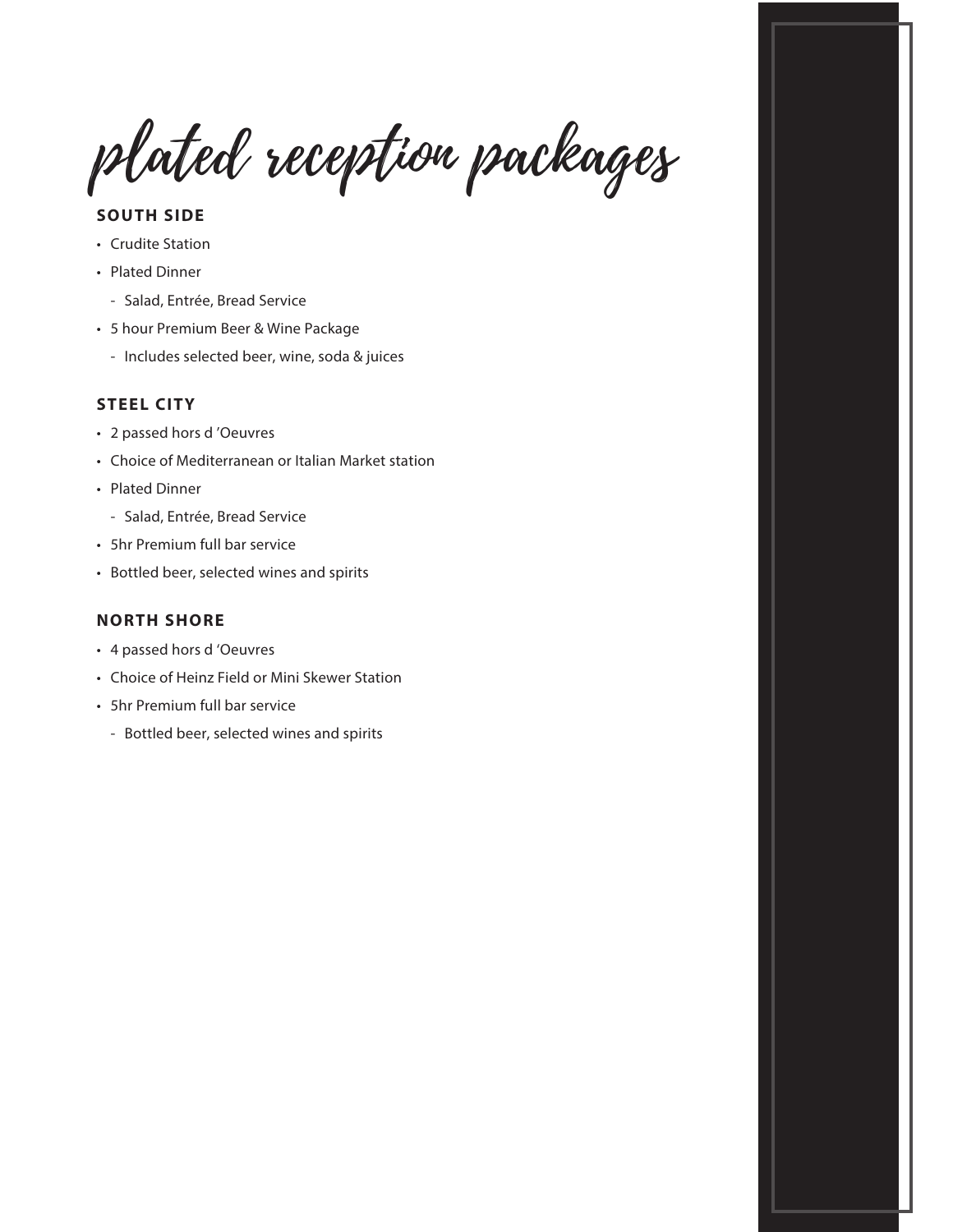# plated reception packages

### SOUTH SIDE

- Crudite Station
- Plated Dinner
  - Salad, Entrée, Bread Service
- 5 hour Premium Beer & Wine Package
  - Includes selected beer, wine, soda & juices

### STEEL CITY

- 2 passed hors d 'Oeuvres
- Choice of Mediterranean or Italian Market station
- Plated Dinner
  - Salad, Entrée, Bread Service
- 5hr Premium full bar service
- Bottled beer, selected wines and spirits

### NORTH SHORE

- 4 passed hors d 'Oeuvres
- Choice of Heinz Field or Mini Skewer Station
- 5hr Premium full bar service
  - Bottled beer, selected wines and spirits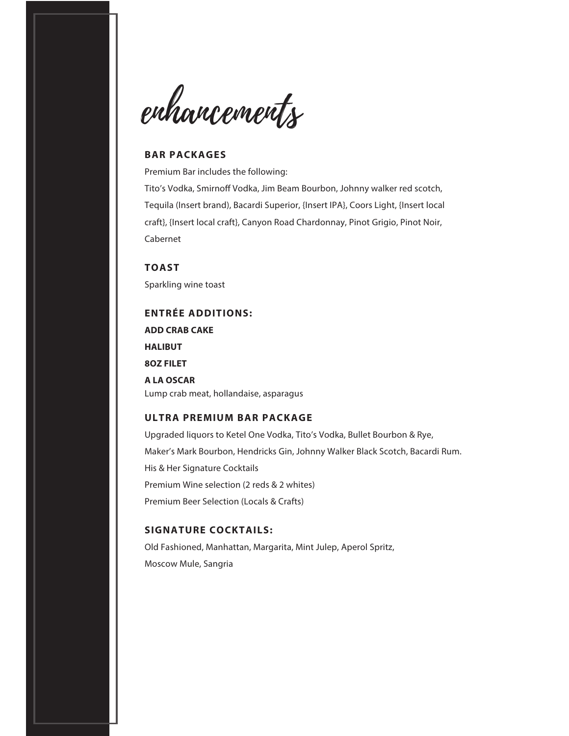# enhancements

## BAR PACKAGES

Premium Bar includes the following:
Tito's Vodka, Smirnoff Vodka, Jim Beam Bourbon, Johnny walker red scotch, Tequila (Insert brand), Bacardi Superior, {Insert IPA}, Coors Light, {Insert local craft}, {Insert local craft}, Canyon Road Chardonnay, Pinot Grigio, Pinot Noir, Cabernet

## TOAST

Sparkling wine toast

## ENTRÉE ADDITIONS:

**ADD CRAB CAKE**

**HALIBUT**

**8OZ FILET**

**A LA OSCAR**
Lump crab meat, hollandaise, asparagus

## ULTRA PREMIUM BAR PACKAGE

Upgraded liquors to Ketel One Vodka, Tito's Vodka, Bullet Bourbon & Rye, Maker's Mark Bourbon, Hendricks Gin, Johnny Walker Black Scotch, Bacardi Rum.
His & Her Signature Cocktails
Premium Wine selection (2 reds & 2 whites)
Premium Beer Selection (Locals & Crafts)

## SIGNATURE COCKTAILS:

Old Fashioned, Manhattan, Margarita, Mint Julep, Aperol Spritz, Moscow Mule, Sangria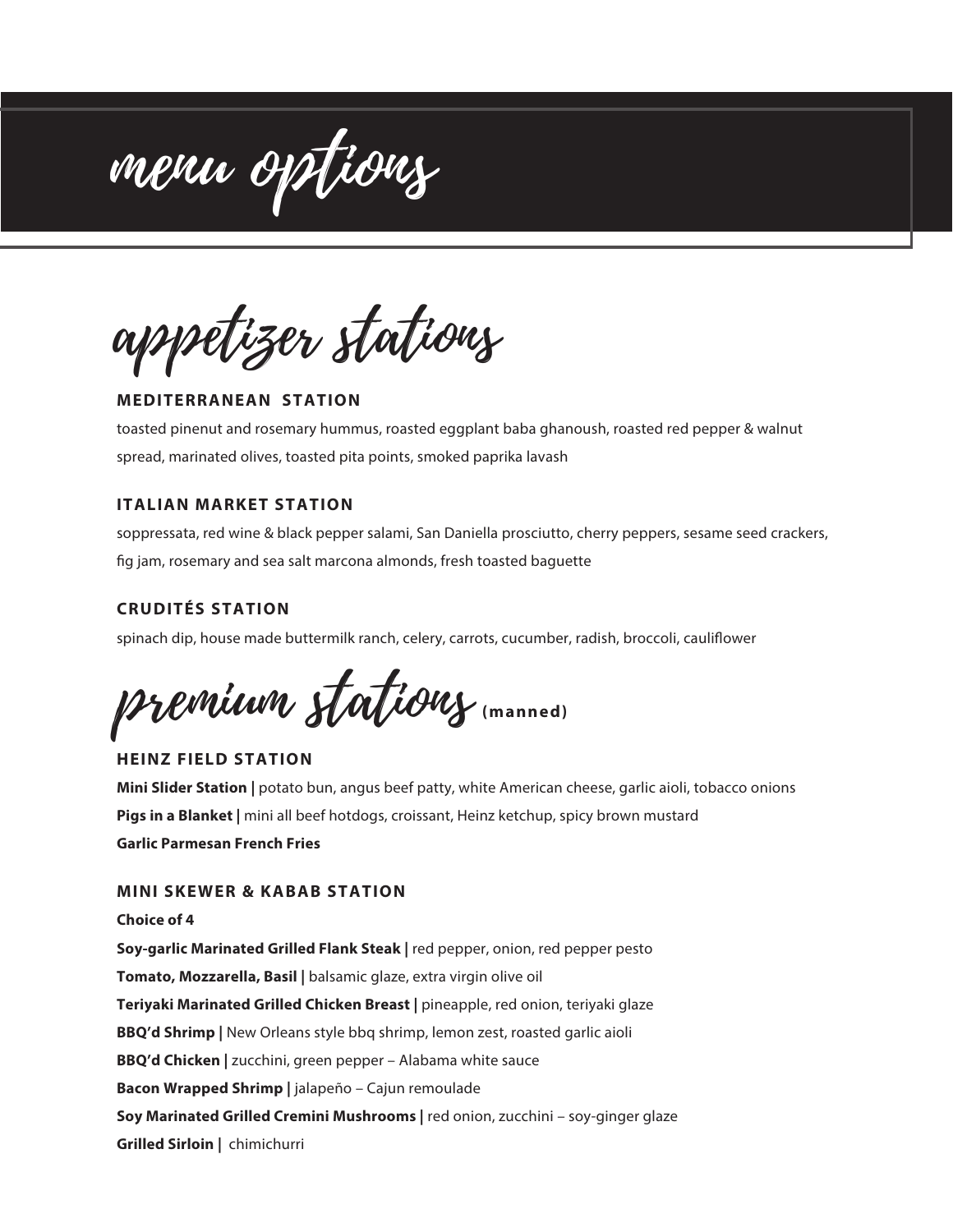# menu options

## appetizer stations

### MEDITERRANEAN STATION

toasted pinenut and rosemary hummus, roasted eggplant baba ghanoush, roasted red pepper & walnut spread, marinated olives, toasted pita points, smoked paprika lavash

### ITALIAN MARKET STATION

soppressata, red wine & black pepper salami, San Daniella prosciutto, cherry peppers, sesame seed crackers, fig jam, rosemary and sea salt marcona almonds, fresh toasted baguette

### CRUDITÉS STATION

spinach dip, house made buttermilk ranch, celery, carrots, cucumber, radish, broccoli, cauliflower

## premium stations (manned)

### HEINZ FIELD STATION

**Mini Slider Station |** potato bun, angus beef patty, white American cheese, garlic aioli, tobacco onions

**Pigs in a Blanket |** mini all beef hotdogs, croissant, Heinz ketchup, spicy brown mustard

**Garlic Parmesan French Fries**

### MINI SKEWER & KABAB STATION

**Choice of 4**

**Soy-garlic Marinated Grilled Flank Steak |** red pepper, onion, red pepper pesto

**Tomato, Mozzarella, Basil |** balsamic glaze, extra virgin olive oil

**Teriyaki Marinated Grilled Chicken Breast |** pineapple, red onion, teriyaki glaze

**BBQ'd Shrimp |** New Orleans style bbq shrimp, lemon zest, roasted garlic aioli

**BBQ'd Chicken |** zucchini, green pepper – Alabama white sauce

**Bacon Wrapped Shrimp |** jalapeño – Cajun remoulade

**Soy Marinated Grilled Cremini Mushrooms |** red onion, zucchini – soy-ginger glaze

**Grilled Sirloin |** chimichurri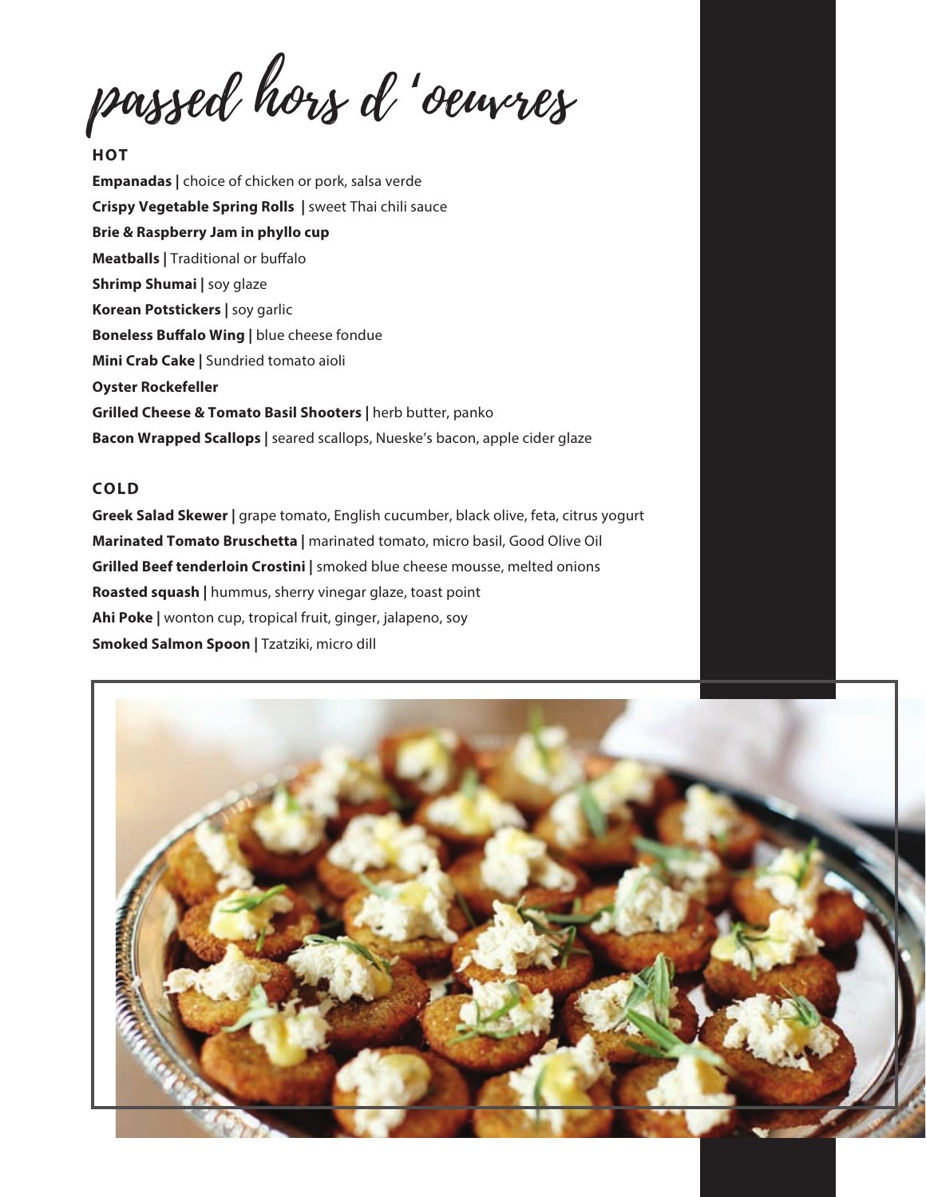# passed hors d 'oeuvres

## HOT

**Empanadas |** choice of chicken or pork, salsa verde
**Crispy Vegetable Spring Rolls |** sweet Thai chili sauce
**Brie & Raspberry Jam in phyllo cup**
**Meatballs |** Traditional or buffalo
**Shrimp Shumai |** soy glaze
**Korean Potstickers |** soy garlic
**Boneless Buffalo Wing |** blue cheese fondue
**Mini Crab Cake |** Sundried tomato aioli
**Oyster Rockefeller**
**Grilled Cheese & Tomato Basil Shooters |** herb butter, panko
**Bacon Wrapped Scallops |** seared scallops, Nueske's bacon, apple cider glaze

## COLD

**Greek Salad Skewer |** grape tomato, English cucumber, black olive, feta, citrus yogurt
**Marinated Tomato Bruschetta |** marinated tomato, micro basil, Good Olive Oil
**Grilled Beef tenderloin Crostini |** smoked blue cheese mousse, melted onions
**Roasted squash |** hummus, sherry vinegar glaze, toast point
**Ahi Poke |** wonton cup, tropical fruit, ginger, jalapeno, soy
**Smoked Salmon Spoon |** Tzatziki, micro dill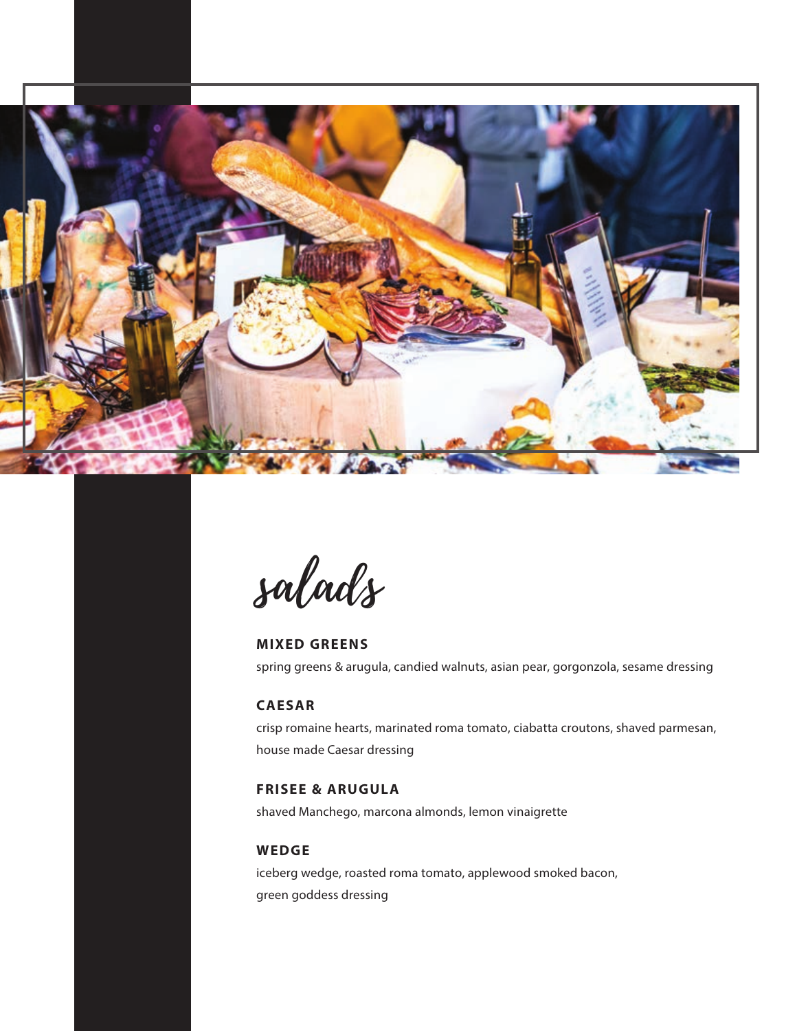# salads

### MIXED GREENS

spring greens & arugula, candied walnuts, asian pear, gorgonzola, sesame dressing

### CAESAR

crisp romaine hearts, marinated roma tomato, ciabatta croutons, shaved parmesan, house made Caesar dressing

### FRISEE & ARUGULA

shaved Manchego, marcona almonds, lemon vinaigrette

### WEDGE

iceberg wedge, roasted roma tomato, applewood smoked bacon, green goddess dressing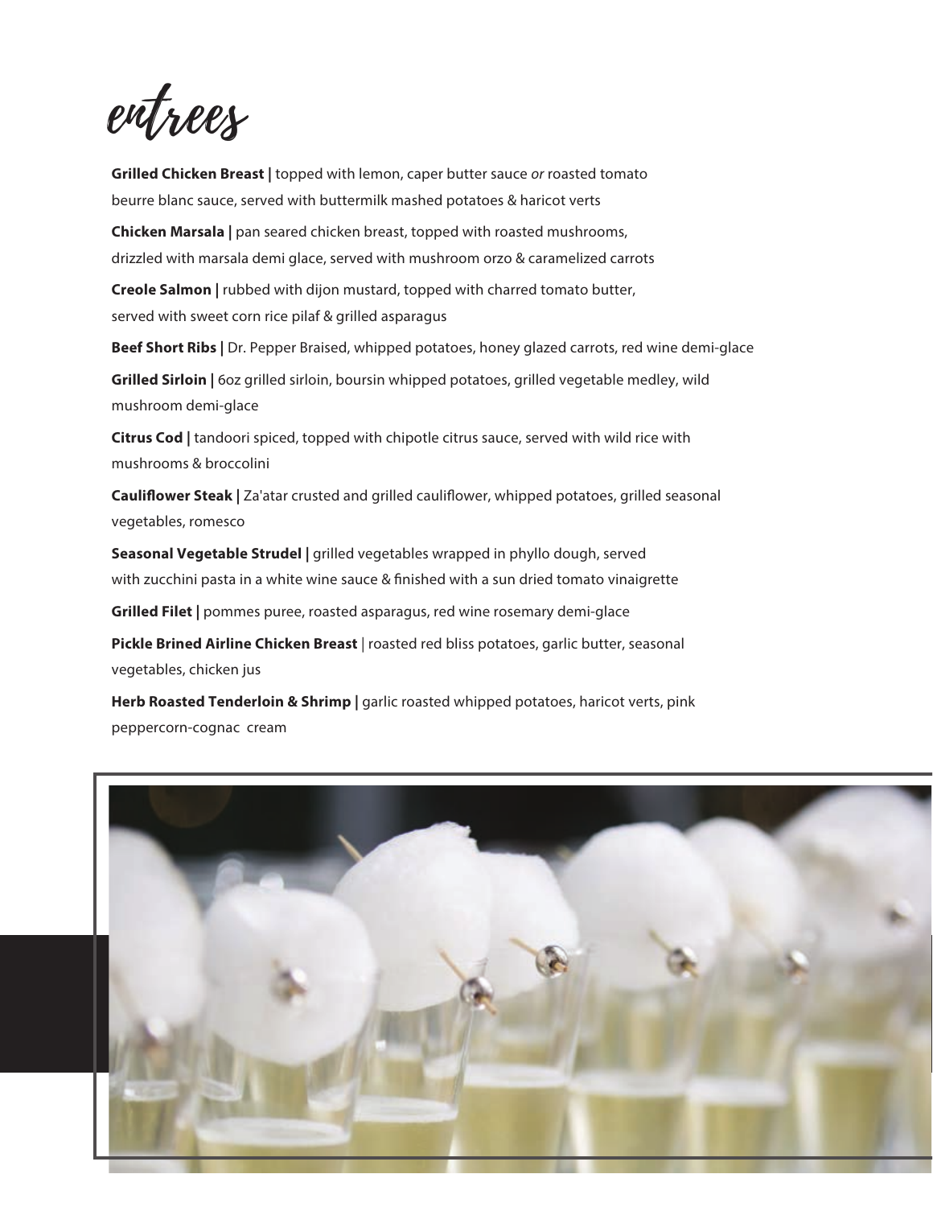# entrees

**Grilled Chicken Breast |** topped with lemon, caper butter sauce *or* roasted tomato beurre blanc sauce, served with buttermilk mashed potatoes & haricot verts

**Chicken Marsala |** pan seared chicken breast, topped with roasted mushrooms, drizzled with marsala demi glace, served with mushroom orzo & caramelized carrots

**Creole Salmon |** rubbed with dijon mustard, topped with charred tomato butter, served with sweet corn rice pilaf & grilled asparagus

**Beef Short Ribs |** Dr. Pepper Braised, whipped potatoes, honey glazed carrots, red wine demi-glace

**Grilled Sirloin |** 6oz grilled sirloin, boursin whipped potatoes, grilled vegetable medley, wild mushroom demi-glace

**Citrus Cod |** tandoori spiced, topped with chipotle citrus sauce, served with wild rice with mushrooms & broccolini

**Cauliflower Steak |** Za'atar crusted and grilled cauliflower, whipped potatoes, grilled seasonal vegetables, romesco

**Seasonal Vegetable Strudel |** grilled vegetables wrapped in phyllo dough, served with zucchini pasta in a white wine sauce & finished with a sun dried tomato vinaigrette

**Grilled Filet |** pommes puree, roasted asparagus, red wine rosemary demi-glace

**Pickle Brined Airline Chicken Breast** | roasted red bliss potatoes, garlic butter, seasonal vegetables, chicken jus

**Herb Roasted Tenderloin & Shrimp |** garlic roasted whipped potatoes, haricot verts, pink peppercorn-cognac cream